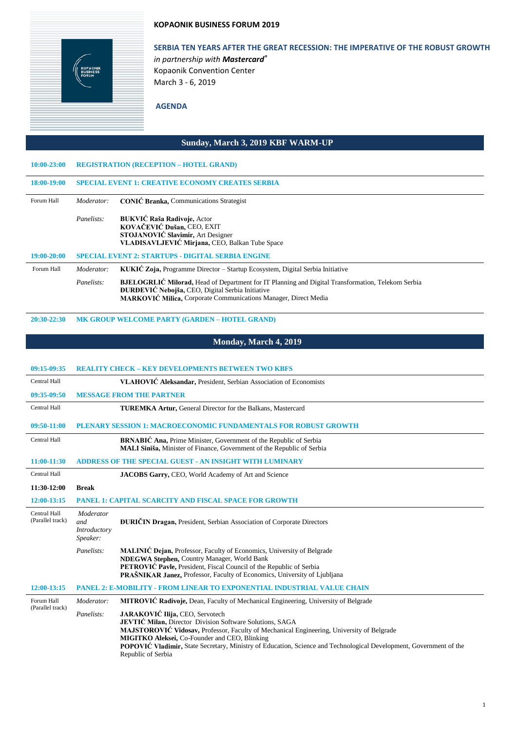# KOPAONIK BUSINESS FORUM 2019

## SERBIA TEN YEARS AFTER THE GREAT RECESSION: THE IMPERATIVE OF THE ROBUST GROWTH

*in partnership with* ***Mastercard®***
Kopaonik Convention Center
March 3 - 6, 2019

**AGENDA**

## Sunday, March 3, 2019 KBF WARM-UP

**10:00-23:00 REGISTRATION (RECEPTION – HOTEL GRAND)**

**18:00-19:00 SPECIAL EVENT 1: CREATIVE ECONOMY CREATES SERBIA**

Forum Hall

*Moderator:* **CONIĆ Branka,** Communications Strategist

*Panelists:*
**BUKVIĆ Raša Radivoje,** Actor
**KOVAČEVIĆ Dušan,** CEO, EXIT
**STOJANOVIĆ Slavimir,** Art Designer
**VLADISAVLJEVIĆ Mirjana,** CEO, Balkan Tube Space

**19:00-20:00 SPECIAL EVENT 2: STARTUPS - DIGITAL SERBIA ENGINE**

Forum Hall

*Moderator:* **KUKIĆ Zoja,** Programme Director – Startup Ecosystem, Digital Serbia Initiative

*Panelists:*
**BJELOGRLIĆ Milorad,** Head of Department for IT Planning and Digital Transformation, Telekom Serbia
**ĐURĐEVIĆ Nebojša,** CEO, Digital Serbia Initiative
**MARKOVIĆ Milica,** Corporate Communications Manager, Direct Media

**20:30-22:30 MK GROUP WELCOME PARTY (GARDEN – HOTEL GRAND)**

## Monday, March 4, 2019

**09:15-09:35 REALITY CHECK – KEY DEVELOPMENTS BETWEEN TWO KBFS**

Central Hall
**VLAHOVIĆ Aleksandar,** President, Serbian Association of Economists

**09:35-09:50 MESSAGE FROM THE PARTNER**

Central Hall
**TUREMKA Artur,** General Director for the Balkans, Mastercard

**09:50-11:00 PLENARY SESSION 1: MACROECONOMIC FUNDAMENTALS FOR ROBUST GROWTH**

Central Hall
**BRNABIĆ Ana,** Prime Minister, Government of the Republic of Serbia
**MALI Siniša,** Minister of Finance, Government of the Republic of Serbia

**11:00-11:30 ADDRESS OF THE SPECIAL GUEST - AN INSIGHT WITH LUMINARY**

Central Hall
**JACOBS Garry,** CEO, World Academy of Art and Science

**11:30-12:00 Break**

**12:00-13:15 PANEL 1: CAPITAL SCARCITY AND FISCAL SPACE FOR GROWTH**

Central Hall (Parallel track)

*Moderator and Introductory Speaker:* **ĐURIČIN Dragan,** President, Serbian Association of Corporate Directors

*Panelists:*
**MALINIĆ Dejan,** Professor, Faculty of Economics, University of Belgrade
**NDEGWA Stephen,** Country Manager, World Bank
**PETROVIĆ Pavle,** President, Fiscal Council of the Republic of Serbia
**PRAŠNIKAR Janez,** Professor, Faculty of Economics, University of Ljubljana

**12:00-13:15 PANEL 2: E-MOBILITY - FROM LINEAR TO EXPONENTIAL INDUSTRIAL VALUE CHAIN**

Forum Hall (Parallel track)

*Moderator:* **MITROVIĆ Radivoje,** Dean, Faculty of Mechanical Engineering, University of Belgrade

*Panelists:*
**JARAKOVIĆ Ilija,** CEO, Servotech
**JEVTIĆ Milan,** Director Division Software Solutions, SAGA
**MAJSTOROVIĆ Vidosav,** Professor, Faculty of Mechanical Engineering, University of Belgrade
**MIGITKO Aleksei,** Co-Founder and CEO, Blinking
**POPOVIĆ Vladimir,** State Secretary, Ministry of Education, Science and Technological Development, Government of the Republic of Serbia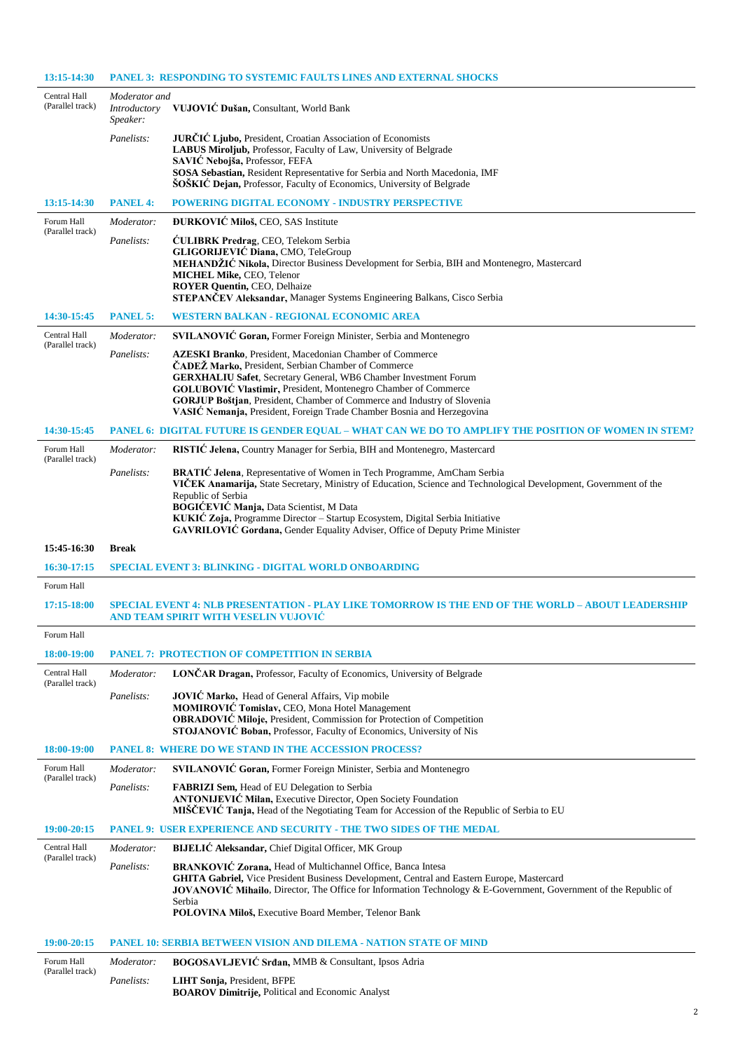## 13:15-14:30 PANEL 3: RESPONDING TO SYSTEMIC FAULTS LINES AND EXTERNAL SHOCKS

Central Hall (Parallel track)

*Moderator and Introductory Speaker:* **VUJOVIĆ Dušan,** Consultant, World Bank

*Panelists:*
**JURČIĆ Ljubo,** President, Croatian Association of Economists
**LABUS Miroljub,** Professor, Faculty of Law, University of Belgrade
**SAVIĆ Nebojša,** Professor, FEFA
**SOSA Sebastian,** Resident Representative for Serbia and North Macedonia, IMF
**ŠOŠKIĆ Dejan,** Professor, Faculty of Economics, University of Belgrade

## 13:15-14:30 PANEL 4: POWERING DIGITAL ECONOMY - INDUSTRY PERSPECTIVE

Forum Hall (Parallel track)

*Moderator:* **ĐURKOVIĆ Miloš,** CEO, SAS Institute

*Panelists:*
**ĆULIBRK Predrag**, CEO, Telekom Serbia
**GLIGORIJEVIĆ Diana,** CMO, TeleGroup
**MEHANDŽIĆ Nikola,** Director Business Development for Serbia, BIH and Montenegro, Mastercard
**MICHEL Mike,** CEO, Telenor
**ROYER Quentin,** CEO, Delhaize
**STEPANČEV Aleksandar,** Manager Systems Engineering Balkans, Cisco Serbia

## 14:30-15:45 PANEL 5: WESTERN BALKAN - REGIONAL ECONOMIC AREA

Central Hall (Parallel track)

*Moderator:* **SVILANOVIĆ Goran,** Former Foreign Minister, Serbia and Montenegro

*Panelists:*
**AZESKI Branko**, President, Macedonian Chamber of Commerce
**ČADEŽ Marko,** President, Serbian Chamber of Commerce
**GERXHALIU Safet**, Secretary General, WB6 Chamber Investment Forum
**GOLUBOVIĆ Vlastimir,** President, Montenegro Chamber of Commerce
**GORJUP Boštjan**, President, Chamber of Commerce and Industry of Slovenia
**VASIĆ Nemanja,** President, Foreign Trade Chamber Bosnia and Herzegovina

## 14:30-15:45 PANEL 6: DIGITAL FUTURE IS GENDER EQUAL – WHAT CAN WE DO TO AMPLIFY THE POSITION OF WOMEN IN STEM?

Forum Hall (Parallel track)

*Moderator:* **RISTIĆ Jelena,** Country Manager for Serbia, BIH and Montenegro, Mastercard

*Panelists:*
**BRATIĆ Jelena**, Representative of Women in Tech Programme, AmCham Serbia
**VIČEK Anamarija,** State Secretary, Ministry of Education, Science and Technological Development, Government of the Republic of Serbia
**BOGIĆEVIĆ Manja,** Data Scientist, M Data
**KUKIĆ Zoja,** Programme Director – Startup Ecosystem, Digital Serbia Initiative
**GAVRILOVIĆ Gordana,** Gender Equality Adviser, Office of Deputy Prime Minister

## 15:45-16:30 Break

## 16:30-17:15 SPECIAL EVENT 3: BLINKING - DIGITAL WORLD ONBOARDING

Forum Hall

## 17:15-18:00 SPECIAL EVENT 4: NLB PRESENTATION - PLAY LIKE TOMORROW IS THE END OF THE WORLD – ABOUT LEADERSHIP AND TEAM SPIRIT WITH VESELIN VUJOVIĆ

Forum Hall

## 18:00-19:00 PANEL 7: PROTECTION OF COMPETITION IN SERBIA

Central Hall (Parallel track)

*Moderator:* **LONČAR Dragan,** Professor, Faculty of Economics, University of Belgrade

*Panelists:*
**JOVIĆ Marko,** Head of General Affairs, Vip mobile
**MOMIROVIĆ Tomislav,** CEO, Mona Hotel Management
**OBRADOVIĆ Miloje,** President, Commission for Protection of Competition
**STOJANOVIĆ Boban,** Professor, Faculty of Economics, University of Nis

## 18:00-19:00 PANEL 8: WHERE DO WE STAND IN THE ACCESSION PROCESS?

Forum Hall (Parallel track)

*Moderator:* **SVILANOVIĆ Goran,** Former Foreign Minister, Serbia and Montenegro

*Panelists:*
**FABRIZI Sem,** Head of EU Delegation to Serbia
**ANTONIJEVIĆ Milan,** Executive Director, Open Society Foundation
**MIŠČEVIĆ Tanja,** Head of the Negotiating Team for Accession of the Republic of Serbia to EU

## 19:00-20:15 PANEL 9: USER EXPERIENCE AND SECURITY - THE TWO SIDES OF THE MEDAL

Central Hall (Parallel track)

*Moderator:* **BIJELIĆ Aleksandar,** Chief Digital Officer, MK Group

*Panelists:*
**BRANKOVIĆ Zorana,** Head of Multichannel Office, Banca Intesa
**GHITA Gabriel,** Vice President Business Development, Central and Eastern Europe, Mastercard
**JOVANOVIĆ Mihailo**, Director, The Office for Information Technology & E-Government, Government of the Republic of Serbia
**POLOVINA Miloš,** Executive Board Member, Telenor Bank

## 19:00-20:15 PANEL 10: SERBIA BETWEEN VISION AND DILEMA - NATION STATE OF MIND

Forum Hall (Parallel track)

*Moderator:* **BOGOSAVLJEVIĆ Srđan,** MMB & Consultant, Ipsos Adria

*Panelists:*
**LIHT Sonja,** President, BFPE
**BOAROV Dimitrije,** Political and Economic Analyst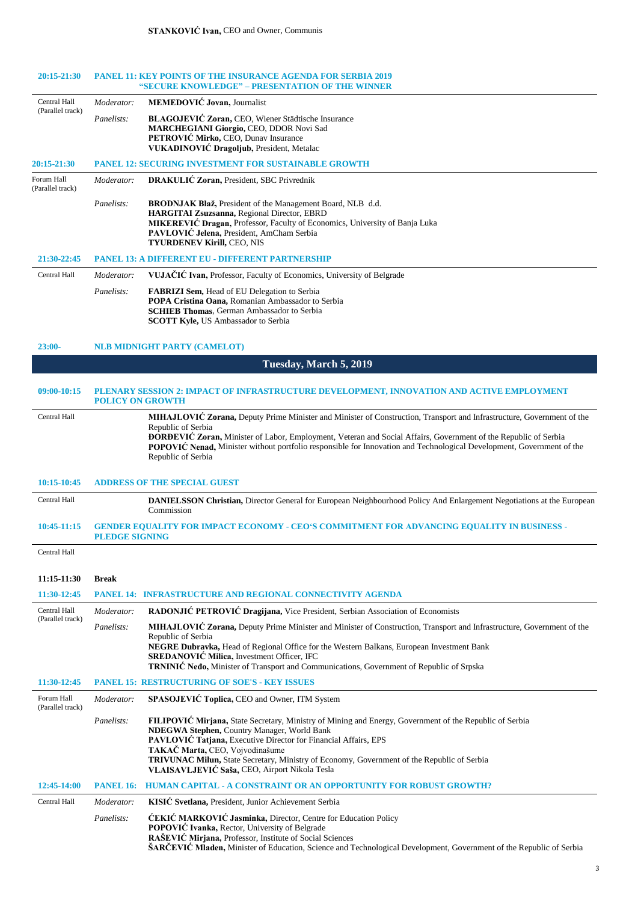**STANKOVIĆ Ivan,** CEO and Owner, Communis

**20:15-21:30** **PANEL 11: KEY POINTS OF THE INSURANCE AGENDA FOR SERBIA 2019 "SECURE KNOWLEDGE" – PRESENTATION OF THE WINNER**

Central Hall (Parallel track)

*Moderator:* **MEMEDOVIĆ Jovan,** Journalist

*Panelists:*
**BLAGOJEVIĆ Zoran,** CEO, Wiener Städtische Insurance
**MARCHEGIANI Giorgio,** CEO, DDOR Novi Sad
**PETROVIĆ Mirko,** CEO, Dunav Insurance
**VUKADINOVIĆ Dragoljub,** President, Metalac

**20:15-21:30** **PANEL 12: SECURING INVESTMENT FOR SUSTAINABLE GROWTH**

Forum Hall (Parallel track)

*Moderator:* **DRAKULIĆ Zoran,** President, SBC Privrednik

*Panelists:*
**BRODNJAK Blaž,** President of the Management Board, NLB d.d.
**HARGITAI Zsuzsanna,** Regional Director, EBRD
**MIKEREVIĆ Dragan,** Professor, Faculty of Economics, University of Banja Luka
**PAVLOVIĆ Jelena,** President, AmCham Serbia
**TYURDENEV Kirill,** CEO, NIS

**21:30-22:45** **PANEL 13: A DIFFERENT EU - DIFFERENT PARTNERSHIP**

Central Hall

*Moderator:* **VUJAČIĆ Ivan,** Professor, Faculty of Economics, University of Belgrade

*Panelists:*
**FABRIZI Sem,** Head of EU Delegation to Serbia
**POPA Cristina Oana,** Romanian Ambassador to Serbia
**SCHIEB Thomas**, German Ambassador to Serbia
**SCOTT Kyle,** US Ambassador to Serbia

**23:00-** **NLB MIDNIGHT PARTY (CAMELOT)**

## Tuesday, March 5, 2019

**09:00-10:15** **PLENARY SESSION 2: IMPACT OF INFRASTRUCTURE DEVELOPMENT, INNOVATION AND ACTIVE EMPLOYMENT POLICY ON GROWTH**

Central Hall

**MIHAJLOVIĆ Zorana,** Deputy Prime Minister and Minister of Construction, Transport and Infrastructure, Government of the Republic of Serbia
**ĐORĐEVIĆ Zoran,** Minister of Labor, Employment, Veteran and Social Affairs, Government of the Republic of Serbia
**POPOVIĆ Nenad,** Minister without portfolio responsible for Innovation and Technological Development, Government of the Republic of Serbia

**10:15-10:45** **ADDRESS OF THE SPECIAL GUEST**

Central Hall

**DANIELSSON Christian,** Director General for European Neighbourhood Policy And Enlargement Negotiations at the European Commission

**10:45-11:15** **GENDER EQUALITY FOR IMPACT ECONOMY - CEO'S COMMITMENT FOR ADVANCING EQUALITY IN BUSINESS - PLEDGE SIGNING**

Central Hall

**11:15-11:30** **Break**

**11:30-12:45** **PANEL 14: INFRASTRUCTURE AND REGIONAL CONNECTIVITY AGENDA**

Central Hall (Parallel track)

*Moderator:* **RADONJIĆ PETROVIĆ Dragijana,** Vice President, Serbian Association of Economists

*Panelists:*
**MIHAJLOVIĆ Zorana,** Deputy Prime Minister and Minister of Construction, Transport and Infrastructure, Government of the Republic of Serbia
**NEGRE Dubravka,** Head of Regional Office for the Western Balkans, European Investment Bank
**SREDANOVIĆ Milica,** Investment Officer, IFC
**TRNINIĆ Neđo,** Minister of Transport and Communications, Government of Republic of Srpska

**11:30-12:45** **PANEL 15: RESTRUCTURING OF SOE'S - KEY ISSUES**

Forum Hall (Parallel track)

*Moderator:* **SPASOJEVIĆ Toplica,** CEO and Owner, ITM System

*Panelists:*
**FILIPOVIĆ Mirjana,** State Secretary, Ministry of Mining and Energy, Government of the Republic of Serbia
**NDEGWA Stephen,** Country Manager, World Bank
**PAVLOVIĆ Tatjana,** Executive Director for Financial Affairs, EPS
**TAKAČ Marta,** CEO, Vojvodinašume
**TRIVUNAC Milun,** State Secretary, Ministry of Economy, Government of the Republic of Serbia
**VLAISAVLJEVIĆ Saša,** CEO, Airport Nikola Tesla

**12:45-14:00** **PANEL 16: HUMAN CAPITAL - A CONSTRAINT OR AN OPPORTUNITY FOR ROBUST GROWTH?**

Central Hall

*Moderator:* **KISIĆ Svetlana,** President, Junior Achievement Serbia

*Panelists:*
**ĆEKIĆ MARKOVIĆ Jasminka,** Director, Centre for Education Policy
**POPOVIĆ Ivanka,** Rector, University of Belgrade
**RAŠEVIĆ Mirjana,** Professor, Institute of Social Sciences
**ŠARČEVIĆ Mladen,** Minister of Education, Science and Technological Development, Government of the Republic of Serbia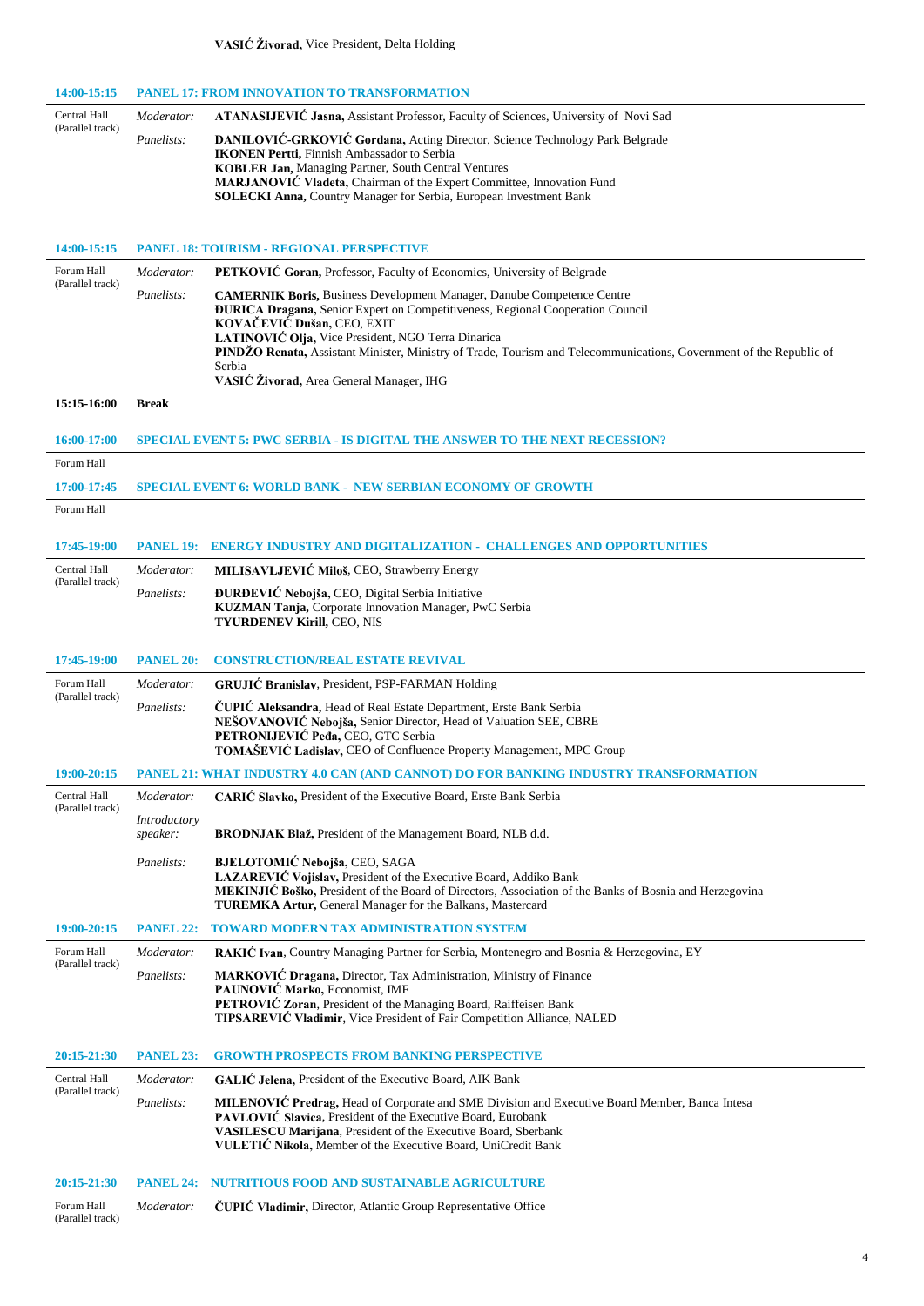**VASIĆ Živorad,** Vice President, Delta Holding

**14:00-15:15 PANEL 17: FROM INNOVATION TO TRANSFORMATION**

Central Hall (Parallel track)

*Moderator:* **ATANASIJEVIĆ Jasna,** Assistant Professor, Faculty of Sciences, University of Novi Sad

*Panelists:*
**DANILOVIĆ-GRKOVIĆ Gordana,** Acting Director, Science Technology Park Belgrade
**IKONEN Pertti,** Finnish Ambassador to Serbia
**KOBLER Jan,** Managing Partner, South Central Ventures
**MARJANOVIĆ Vladeta,** Chairman of the Expert Committee, Innovation Fund
**SOLECKI Anna,** Country Manager for Serbia, European Investment Bank

**14:00-15:15 PANEL 18: TOURISM - REGIONAL PERSPECTIVE**

Forum Hall (Parallel track)

*Moderator:* **PETKOVIĆ Goran,** Professor, Faculty of Economics, University of Belgrade

*Panelists:*
**CAMERNIK Boris,** Business Development Manager, Danube Competence Centre
**ĐURICA Dragana,** Senior Expert on Competitiveness, Regional Cooperation Council
**KOVAČEVIĆ Dušan,** CEO, EXIT
**LATINOVIĆ Olja,** Vice President, NGO Terra Dinarica
**PINDŽO Renata,** Assistant Minister, Ministry of Trade, Tourism and Telecommunications, Government of the Republic of Serbia
**VASIĆ Živorad,** Area General Manager, IHG

**15:15-16:00 Break**

**16:00-17:00 SPECIAL EVENT 5: PWC SERBIA - IS DIGITAL THE ANSWER TO THE NEXT RECESSION?**

Forum Hall

**17:00-17:45 SPECIAL EVENT 6: WORLD BANK - NEW SERBIAN ECONOMY OF GROWTH**

Forum Hall

**17:45-19:00 PANEL 19: ENERGY INDUSTRY AND DIGITALIZATION - CHALLENGES AND OPPORTUNITIES**

Central Hall (Parallel track)

*Moderator:* **MILISAVLJEVIĆ Miloš**, CEO, Strawberry Energy

*Panelists:*
**ĐURĐEVIĆ Nebojša,** CEO, Digital Serbia Initiative
**KUZMAN Tanja,** Corporate Innovation Manager, PwC Serbia
**TYURDENEV Kirill,** CEO, NIS

**17:45-19:00 PANEL 20: CONSTRUCTION/REAL ESTATE REVIVAL**

Forum Hall (Parallel track)

*Moderator:* **GRUJIĆ Branislav**, President, PSP-FARMAN Holding

*Panelists:*
**ČUPIĆ Aleksandra,** Head of Real Estate Department, Erste Bank Serbia
**NEŠOVANOVIĆ Nebojša,** Senior Director, Head of Valuation SEE, CBRE
**PETRONIJEVIĆ Peđa,** CEO, GTC Serbia
**TOMAŠEVIĆ Ladislav,** CEO of Confluence Property Management, MPC Group

**19:00-20:15 PANEL 21: WHAT INDUSTRY 4.0 CAN (AND CANNOT) DO FOR BANKING INDUSTRY TRANSFORMATION**

Central Hall (Parallel track)

*Moderator:* **CARIĆ Slavko,** President of the Executive Board, Erste Bank Serbia

*Introductory speaker:* **BRODNJAK Blaž,** President of the Management Board, NLB d.d.

*Panelists:*
**BJELOTOMIĆ Nebojša,** CEO, SAGA
**LAZAREVIĆ Vojislav,** President of the Executive Board, Addiko Bank
**MEKINJIĆ Boško,** President of the Board of Directors, Association of the Banks of Bosnia and Herzegovina
**TUREMKA Artur,** General Manager for the Balkans, Mastercard

**19:00-20:15 PANEL 22: TOWARD MODERN TAX ADMINISTRATION SYSTEM**

Forum Hall (Parallel track)

*Moderator:* **RAKIĆ Ivan**, Country Managing Partner for Serbia, Montenegro and Bosnia & Herzegovina, EY

*Panelists:*
**MARKOVIĆ Dragana,** Director, Tax Administration, Ministry of Finance
**PAUNOVIĆ Marko,** Economist, IMF
**PETROVIĆ Zoran**, President of the Managing Board, Raiffeisen Bank
**TIPSAREVIĆ Vladimir**, Vice President of Fair Competition Alliance, NALED

**20:15-21:30 PANEL 23: GROWTH PROSPECTS FROM BANKING PERSPECTIVE**

Central Hall (Parallel track)

*Moderator:* **GALIĆ Jelena,** President of the Executive Board, AIK Bank

*Panelists:*
**MILENOVIĆ Predrag,** Head of Corporate and SME Division and Executive Board Member, Banca Intesa
**PAVLOVIĆ Slavica**, President of the Executive Board, Eurobank
**VASILESCU Marijana**, President of the Executive Board, Sberbank
**VULETIĆ Nikola,** Member of the Executive Board, UniCredit Bank

**20:15-21:30 PANEL 24: NUTRITIOUS FOOD AND SUSTAINABLE AGRICULTURE**

Forum Hall (Parallel track)

*Moderator:* **ČUPIĆ Vladimir,** Director, Atlantic Group Representative Office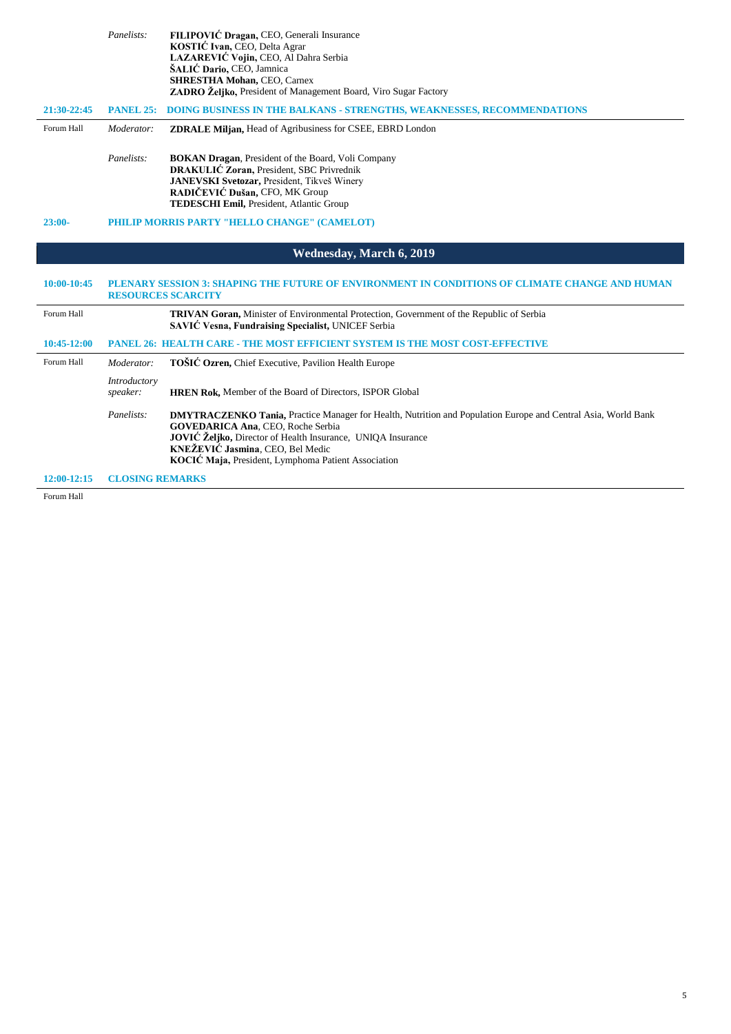| | | |
|---|---|---|
| | *Panelists:* | **FILIPOVIĆ Dragan,** CEO, Generali Insurance<br>**KOSTIĆ Ivan,** CEO, Delta Agrar<br>**LAZAREVIĆ Vojin,** CEO, Al Dahra Serbia<br>**ŠALIĆ Dario,** CEO, Jamnica<br>**SHRESTHA Mohan,** CEO, Carnex<br>**ZADRO Željko,** President of Management Board, Viro Sugar Factory |

**21:30-22:45 PANEL 25: DOING BUSINESS IN THE BALKANS - STRENGTHS, WEAKNESSES, RECOMMENDATIONS**

| | | |
|---|---|---|
| Forum Hall | *Moderator:* | **ZDRALE Miljan,** Head of Agribusiness for CSEE, EBRD London |
| | *Panelists:* | **BOKAN Dragan**, President of the Board, Voli Company<br>**DRAKULIĆ Zoran,** President, SBC Privrednik<br>**JANEVSKI Svetozar,** President, Tikveš Winery<br>**RADIČEVIĆ Dušan,** CFO, MK Group<br>**TEDESCHI Emil,** President, Atlantic Group |

**23:00- PHILIP MORRIS PARTY "HELLO CHANGE" (CAMELOT)**

## Wednesday, March 6, 2019

**10:00-10:45 PLENARY SESSION 3: SHAPING THE FUTURE OF ENVIRONMENT IN CONDITIONS OF CLIMATE CHANGE AND HUMAN RESOURCES SCARCITY**

| | |
|---|---|
| Forum Hall | **TRIVAN Goran,** Minister of Environmental Protection, Government of the Republic of Serbia<br>**SAVIĆ Vesna, Fundraising Specialist,** UNICEF Serbia |

**10:45-12:00 PANEL 26: HEALTH CARE - THE MOST EFFICIENT SYSTEM IS THE MOST COST-EFFECTIVE**

| | | |
|---|---|---|
| Forum Hall | *Moderator:* | **TOŠIĆ Ozren,** Chief Executive, Pavilion Health Europe |
| | *Introductory speaker:* | **HREN Rok,** Member of the Board of Directors, ISPOR Global |
| | *Panelists:* | **DMYTRACZENKO Tania,** Practice Manager for Health, Nutrition and Population Europe and Central Asia, World Bank<br>**GOVEDARICA Ana**, CEO, Roche Serbia<br>**JOVIĆ Željko,** Director of Health Insurance, UNIQA Insurance<br>**KNEŽEVIĆ Jasmina**, CEO, Bel Medic<br>**KOCIĆ Maja,** President, Lymphoma Patient Association |

**12:00-12:15 CLOSING REMARKS**

Forum Hall